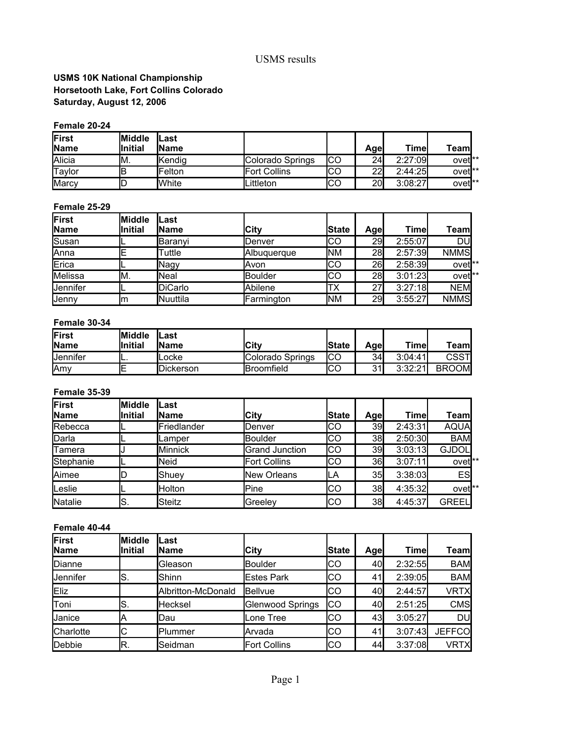USMS results

**USMS 10K National Championship**
**Horsetooth Lake, Fort Collins Colorado**
**Saturday, August 12, 2006**

**Female 20-24**

| First Name | Middle Initial | Last Name | | | Age | Time | Team | |
|---|---|---|---|---|---|---|---|---|
| Alicia | M. | Kendig | Colorado Springs | CO | 24 | 2:27:09 | ovet | ** |
| Taylor | B | Felton | Fort Collins | CO | 22 | 2:44:25 | ovet | ** |
| Marcy | D | White | Littleton | CO | 20 | 3:08:27 | ovet | ** |

**Female 25-29**

| First Name | Middle Initial | Last Name | City | State | Age | Time | Team | |
|---|---|---|---|---|---|---|---|---|
| Susan | L | Baranyi | Denver | CO | 29 | 2:55:07 | DU | |
| Anna | E | Tuttle | Albuquerque | NM | 28 | 2:57:39 | NMMS | |
| Erica | L | Nagy | Avon | CO | 26 | 2:58:39 | ovet | ** |
| Melissa | M. | Neal | Boulder | CO | 28 | 3:01:23 | ovet | ** |
| Jennifer | L | DiCarlo | Abilene | TX | 27 | 3:27:18 | NEM | |
| Jenny | m | Nuuttila | Farmington | NM | 29 | 3:55:27 | NMMS | |

**Female 30-34**

| First Name | Middle Initial | Last Name | City | State | Age | Time | Team |
|---|---|---|---|---|---|---|---|
| Jennifer | L. | Locke | Colorado Springs | CO | 34 | 3:04:41 | CSST |
| Amy | E | Dickerson | Broomfield | CO | 31 | 3:32:21 | BROOM |

**Female 35-39**

| First Name | Middle Initial | Last Name | City | State | Age | Time | Team | |
|---|---|---|---|---|---|---|---|---|
| Rebecca | L | Friedlander | Denver | CO | 39 | 2:43:31 | AQUA | |
| Darla | L | Lamper | Boulder | CO | 38 | 2:50:30 | BAM | |
| Tamera | J | Minnick | Grand Junction | CO | 39 | 3:03:13 | GJDOL | |
| Stephanie | L | Neid | Fort Collins | CO | 36 | 3:07:11 | ovet | ** |
| Aimee | D | Shuey | New Orleans | LA | 35 | 3:38:03 | ES | |
| Leslie | L | Holton | Pine | CO | 38 | 4:35:32 | ovet | ** |
| Natalie | S. | Steitz | Greeley | CO | 38 | 4:45:37 | GREEL | |

**Female 40-44**

| First Name | Middle Initial | Last Name | City | State | Age | Time | Team |
|---|---|---|---|---|---|---|---|
| Dianne | | Gleason | Boulder | CO | 40 | 2:32:55 | BAM |
| Jennifer | S. | Shinn | Estes Park | CO | 41 | 2:39:05 | BAM |
| Eliz | | Albritton-McDonald | Bellvue | CO | 40 | 2:44:57 | VRTX |
| Toni | S. | Hecksel | Glenwood Springs | CO | 40 | 2:51:25 | CMS |
| Janice | A | Dau | Lone Tree | CO | 43 | 3:05:27 | DU |
| Charlotte | C | Plummer | Arvada | CO | 41 | 3:07:43 | JEFFCO |
| Debbie | R. | Seidman | Fort Collins | CO | 44 | 3:37:08 | VRTX |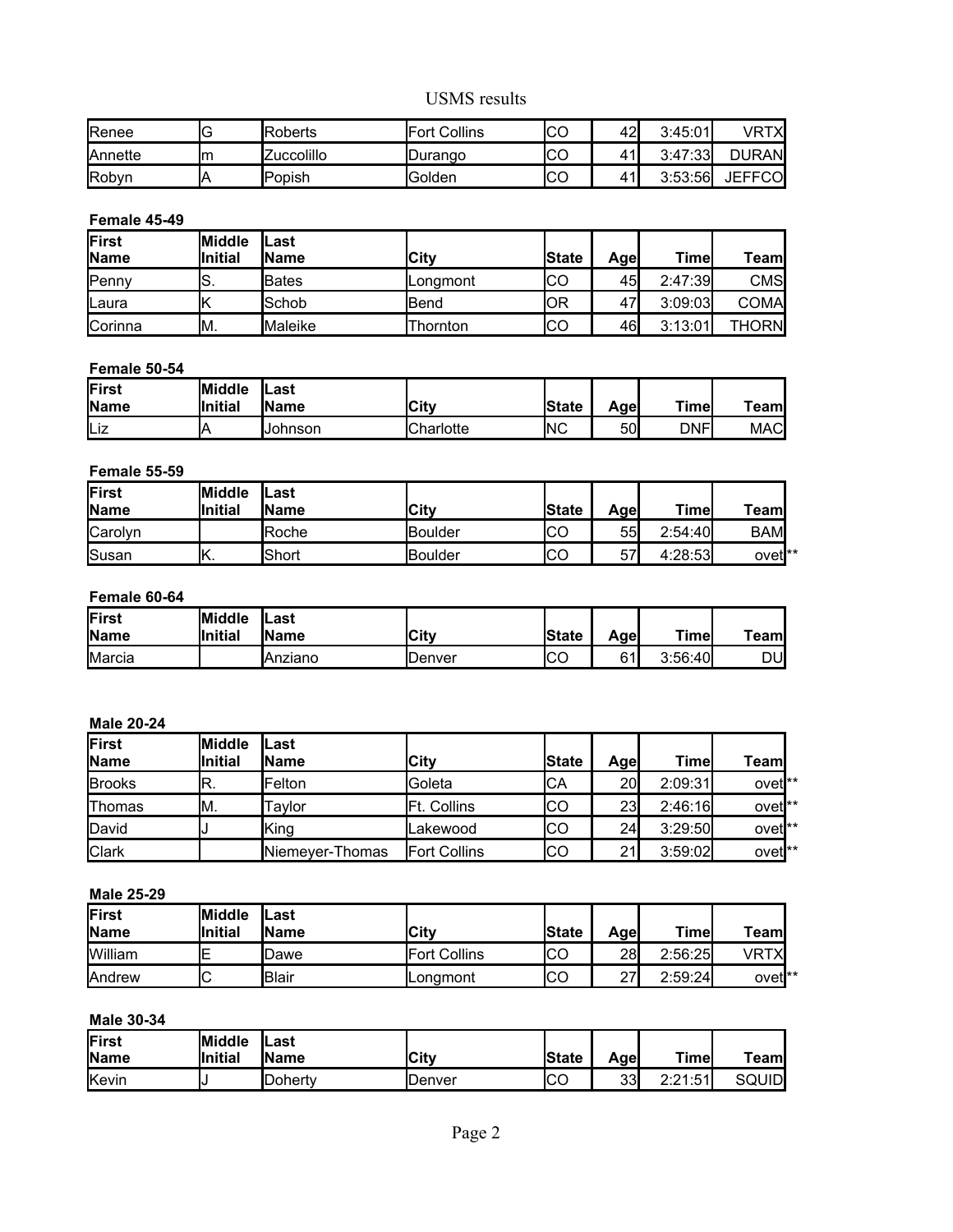| | | | | | | | |
|---|---|---|---|---|---|---|---|
| Renee | G | Roberts | Fort Collins | CO | 42 | 3:45:01 | VRTX |
| Annette | m | Zuccolillo | Durango | CO | 41 | 3:47:33 | DURAN |
| Robyn | A | Popish | Golden | CO | 41 | 3:53:56 | JEFFCO |

**Female 45-49**

| First Name | Middle Initial | Last Name | City | State | Age | Time | Team |
|---|---|---|---|---|---|---|---|
| Penny | S. | Bates | Longmont | CO | 45 | 2:47:39 | CMS |
| Laura | K | Schob | Bend | OR | 47 | 3:09:03 | COMA |
| Corinna | M. | Maleike | Thornton | CO | 46 | 3:13:01 | THORN |

**Female 50-54**

| First Name | Middle Initial | Last Name | City | State | Age | Time | Team |
|---|---|---|---|---|---|---|---|
| Liz | A | Johnson | Charlotte | NC | 50 | DNF | MAC |

**Female 55-59**

| First Name | Middle Initial | Last Name | City | State | Age | Time | Team |
|---|---|---|---|---|---|---|---|
| Carolyn | | Roche | Boulder | CO | 55 | 2:54:40 | BAM |
| Susan | K. | Short | Boulder | CO | 57 | 4:28:53 | ovet** |

**Female 60-64**

| First Name | Middle Initial | Last Name | City | State | Age | Time | Team |
|---|---|---|---|---|---|---|---|
| Marcia | | Anziano | Denver | CO | 61 | 3:56:40 | DU |

**Male 20-24**

| First Name | Middle Initial | Last Name | City | State | Age | Time | Team |
|---|---|---|---|---|---|---|---|
| Brooks | R. | Felton | Goleta | CA | 20 | 2:09:31 | ovet** |
| Thomas | M. | Taylor | Ft. Collins | CO | 23 | 2:46:16 | ovet** |
| David | J | King | Lakewood | CO | 24 | 3:29:50 | ovet** |
| Clark | | Niemeyer-Thomas | Fort Collins | CO | 21 | 3:59:02 | ovet** |

**Male 25-29**

| First Name | Middle Initial | Last Name | City | State | Age | Time | Team |
|---|---|---|---|---|---|---|---|
| William | E | Dawe | Fort Collins | CO | 28 | 2:56:25 | VRTX |
| Andrew | C | Blair | Longmont | CO | 27 | 2:59:24 | ovet** |

**Male 30-34**

| First Name | Middle Initial | Last Name | City | State | Age | Time | Team |
|---|---|---|---|---|---|---|---|
| Kevin | J | Doherty | Denver | CO | 33 | 2:21:51 | SQUID |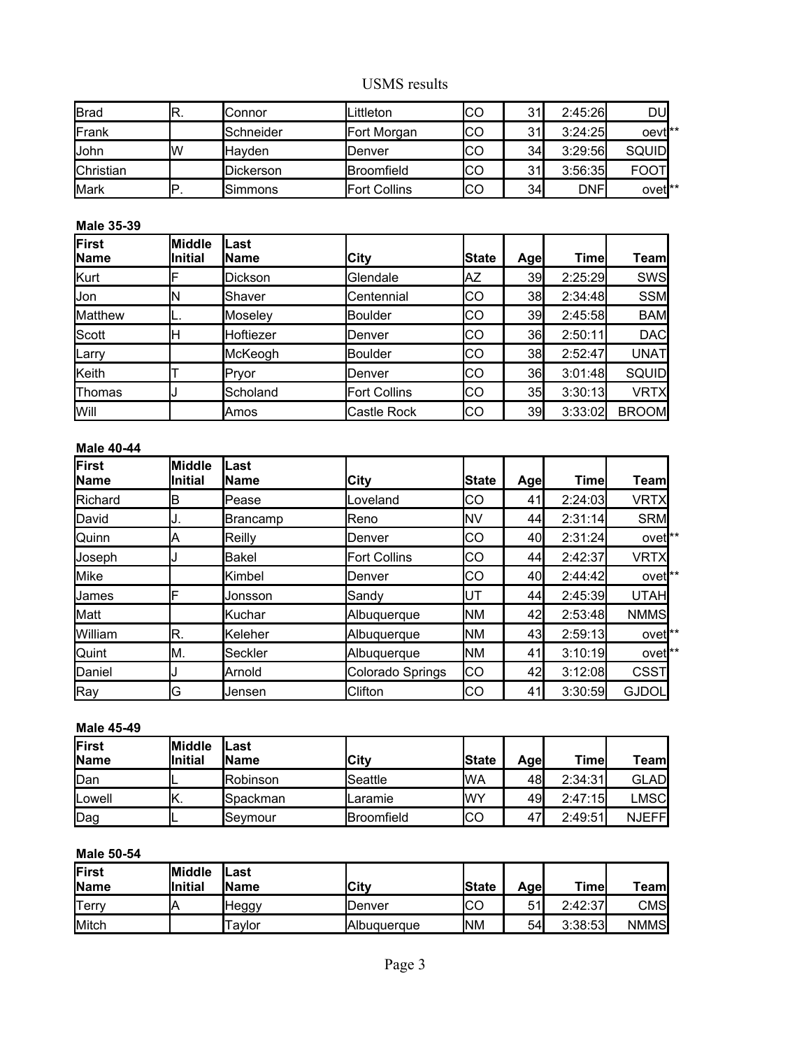| | | | | | | | |
|---|---|---|---|---|---|---|---|
| Brad | R. | Connor | Littleton | CO | 31 | 2:45:26 | DU |
| Frank | | Schneider | Fort Morgan | CO | 31 | 3:24:25 | oevt** |
| John | W | Hayden | Denver | CO | 34 | 3:29:56 | SQUID |
| Christian | | Dickerson | Broomfield | CO | 31 | 3:56:35 | FOOT |
| Mark | P. | Simmons | Fort Collins | CO | 34 | DNF | ovet** |

**Male 35-39**

| First Name | Middle Initial | Last Name | City | State | Age | Time | Team |
|---|---|---|---|---|---|---|---|
| Kurt | F | Dickson | Glendale | AZ | 39 | 2:25:29 | SWS |
| Jon | N | Shaver | Centennial | CO | 38 | 2:34:48 | SSM |
| Matthew | L. | Moseley | Boulder | CO | 39 | 2:45:58 | BAM |
| Scott | H | Hoftiezer | Denver | CO | 36 | 2:50:11 | DAC |
| Larry | | McKeogh | Boulder | CO | 38 | 2:52:47 | UNAT |
| Keith | T | Pryor | Denver | CO | 36 | 3:01:48 | SQUID |
| Thomas | J | Scholand | Fort Collins | CO | 35 | 3:30:13 | VRTX |
| Will | | Amos | Castle Rock | CO | 39 | 3:33:02 | BROOM |

**Male 40-44**

| First Name | Middle Initial | Last Name | City | State | Age | Time | Team |
|---|---|---|---|---|---|---|---|
| Richard | B | Pease | Loveland | CO | 41 | 2:24:03 | VRTX |
| David | J. | Brancamp | Reno | NV | 44 | 2:31:14 | SRM |
| Quinn | A | Reilly | Denver | CO | 40 | 2:31:24 | ovet** |
| Joseph | J | Bakel | Fort Collins | CO | 44 | 2:42:37 | VRTX |
| Mike | | Kimbel | Denver | CO | 40 | 2:44:42 | ovet** |
| James | F | Jonsson | Sandy | UT | 44 | 2:45:39 | UTAH |
| Matt | | Kuchar | Albuquerque | NM | 42 | 2:53:48 | NMMS |
| William | R. | Keleher | Albuquerque | NM | 43 | 2:59:13 | ovet** |
| Quint | M. | Seckler | Albuquerque | NM | 41 | 3:10:19 | ovet** |
| Daniel | J | Arnold | Colorado Springs | CO | 42 | 3:12:08 | CSST |
| Ray | G | Jensen | Clifton | CO | 41 | 3:30:59 | GJDOL |

**Male 45-49**

| First Name | Middle Initial | Last Name | City | State | Age | Time | Team |
|---|---|---|---|---|---|---|---|
| Dan | L | Robinson | Seattle | WA | 48 | 2:34:31 | GLAD |
| Lowell | K. | Spackman | Laramie | WY | 49 | 2:47:15 | LMSC |
| Dag | L | Seymour | Broomfield | CO | 47 | 2:49:51 | NJEFF |

**Male 50-54**

| First Name | Middle Initial | Last Name | City | State | Age | Time | Team |
|---|---|---|---|---|---|---|---|
| Terry | A | Heggy | Denver | CO | 51 | 2:42:37 | CMS |
| Mitch | | Taylor | Albuquerque | NM | 54 | 3:38:53 | NMMS |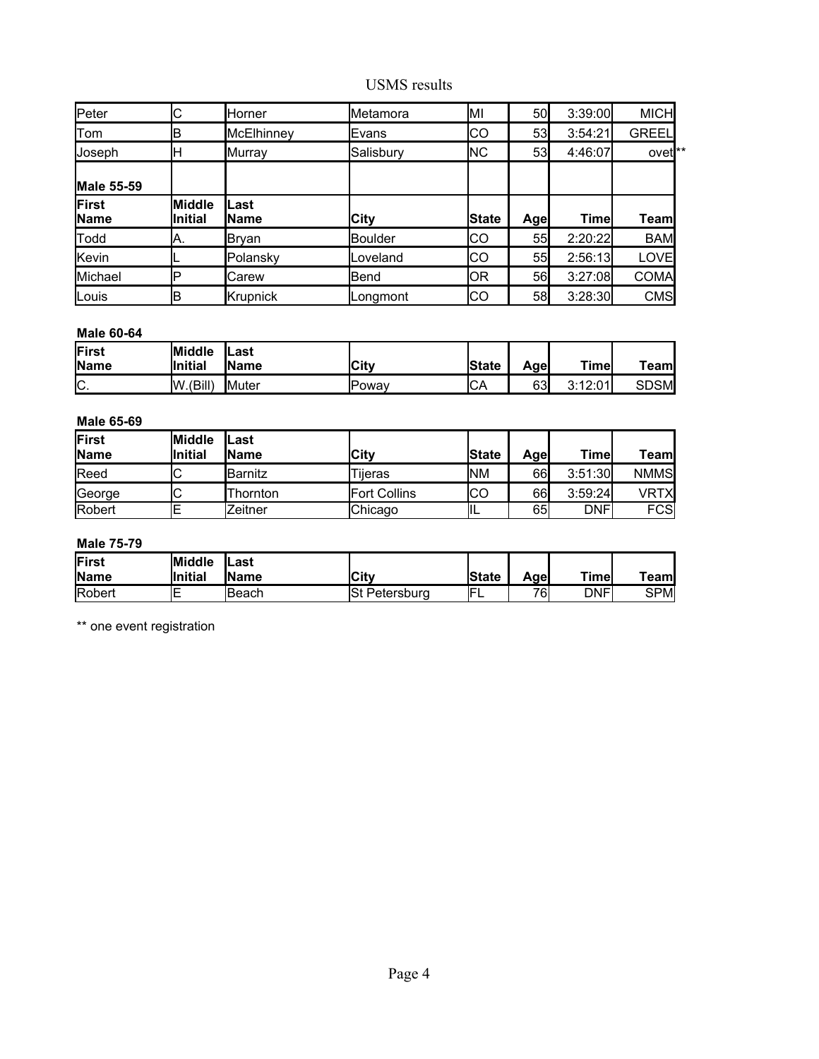USMS results

| | | | | | | | |
|---|---|---|---|---|---|---|---|
| Peter | C | Horner | Metamora | MI | 50 | 3:39:00 | MICH |
| Tom | B | McElhinney | Evans | CO | 53 | 3:54:21 | GREEL |
| Joseph | H | Murray | Salisbury | NC | 53 | 4:46:07 | ovet** |

**Male 55-59**

| First Name | Middle Initial | Last Name | City | State | Age | Time | Team |
|---|---|---|---|---|---|---|---|
| Todd | A. | Bryan | Boulder | CO | 55 | 2:20:22 | BAM |
| Kevin | L | Polansky | Loveland | CO | 55 | 2:56:13 | LOVE |
| Michael | P | Carew | Bend | OR | 56 | 3:27:08 | COMA |
| Louis | B | Krupnick | Longmont | CO | 58 | 3:28:30 | CMS |

**Male 60-64**

| First Name | Middle Initial | Last Name | City | State | Age | Time | Team |
|---|---|---|---|---|---|---|---|
| C. | W.(Bill) | Muter | Poway | CA | 63 | 3:12:01 | SDSM |

**Male 65-69**

| First Name | Middle Initial | Last Name | City | State | Age | Time | Team |
|---|---|---|---|---|---|---|---|
| Reed | C | Barnitz | Tijeras | NM | 66 | 3:51:30 | NMMS |
| George | C | Thornton | Fort Collins | CO | 66 | 3:59:24 | VRTX |
| Robert | E | Zeitner | Chicago | IL | 65 | DNF | FCS |

**Male 75-79**

| First Name | Middle Initial | Last Name | City | State | Age | Time | Team |
|---|---|---|---|---|---|---|---|
| Robert | E | Beach | St Petersburg | FL | 76 | DNF | SPM |

** one event registration